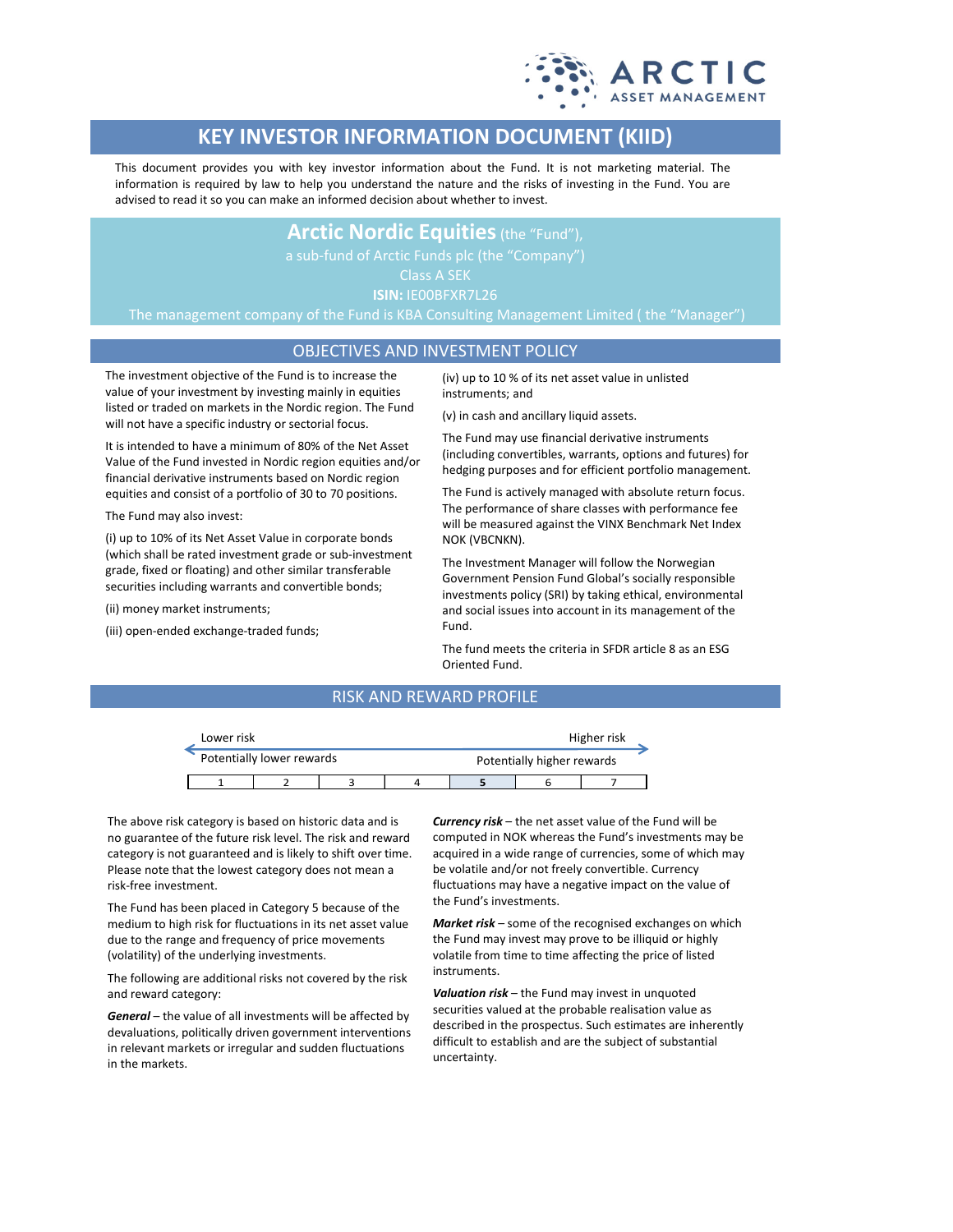# KEY INVESTOR INFORMATION DOCUMENT (KIID)

This document provides you with key investor information about the Fund. It is not marketing material. The information is required by law to help you understand the nature and the risks of investing in the Fund. You are advised to read it so you can make an informed decision about whether to invest.

**Arctic Nordic Equities** (the "Fund"),
a sub-fund of Arctic Funds plc (the "Company")
Class A SEK
**ISIN:** IE00BFXR7L26
The management company of the Fund is KBA Consulting Management Limited ( the "Manager")

## OBJECTIVES AND INVESTMENT POLICY

The investment objective of the Fund is to increase the value of your investment by investing mainly in equities listed or traded on markets in the Nordic region. The Fund will not have a specific industry or sectorial focus.

It is intended to have a minimum of 80% of the Net Asset Value of the Fund invested in Nordic region equities and/or financial derivative instruments based on Nordic region equities and consist of a portfolio of 30 to 70 positions.

The Fund may also invest:

(i) up to 10% of its Net Asset Value in corporate bonds (which shall be rated investment grade or sub-investment grade, fixed or floating) and other similar transferable securities including warrants and convertible bonds;

(ii) money market instruments;

(iii) open-ended exchange-traded funds;

(iv) up to 10 % of its net asset value in unlisted instruments; and

(v) in cash and ancillary liquid assets.

The Fund may use financial derivative instruments (including convertibles, warrants, options and futures) for hedging purposes and for efficient portfolio management.

The Fund is actively managed with absolute return focus. The performance of share classes with performance fee will be measured against the VINX Benchmark Net Index NOK (VBCNKN).

The Investment Manager will follow the Norwegian Government Pension Fund Global's socially responsible investments policy (SRI) by taking ethical, environmental and social issues into account in its management of the Fund.

The fund meets the criteria in SFDR article 8 as an ESG Oriented Fund.

## RISK AND REWARD PROFILE

Lower risk — Higher risk

Potentially lower rewards — Potentially higher rewards

| 1 | 2 | 3 | 4 | **5** | 6 | 7 |
|---|---|---|---|---|---|---|

The above risk category is based on historic data and is no guarantee of the future risk level. The risk and reward category is not guaranteed and is likely to shift over time. Please note that the lowest category does not mean a risk-free investment.

The Fund has been placed in Category 5 because of the medium to high risk for fluctuations in its net asset value due to the range and frequency of price movements (volatility) of the underlying investments.

The following are additional risks not covered by the risk and reward category:

***General*** – the value of all investments will be affected by devaluations, politically driven government interventions in relevant markets or irregular and sudden fluctuations in the markets.

***Currency risk*** – the net asset value of the Fund will be computed in NOK whereas the Fund's investments may be acquired in a wide range of currencies, some of which may be volatile and/or not freely convertible. Currency fluctuations may have a negative impact on the value of the Fund's investments.

***Market risk*** – some of the recognised exchanges on which the Fund may invest may prove to be illiquid or highly volatile from time to time affecting the price of listed instruments.

***Valuation risk*** – the Fund may invest in unquoted securities valued at the probable realisation value as described in the prospectus. Such estimates are inherently difficult to establish and are the subject of substantial uncertainty.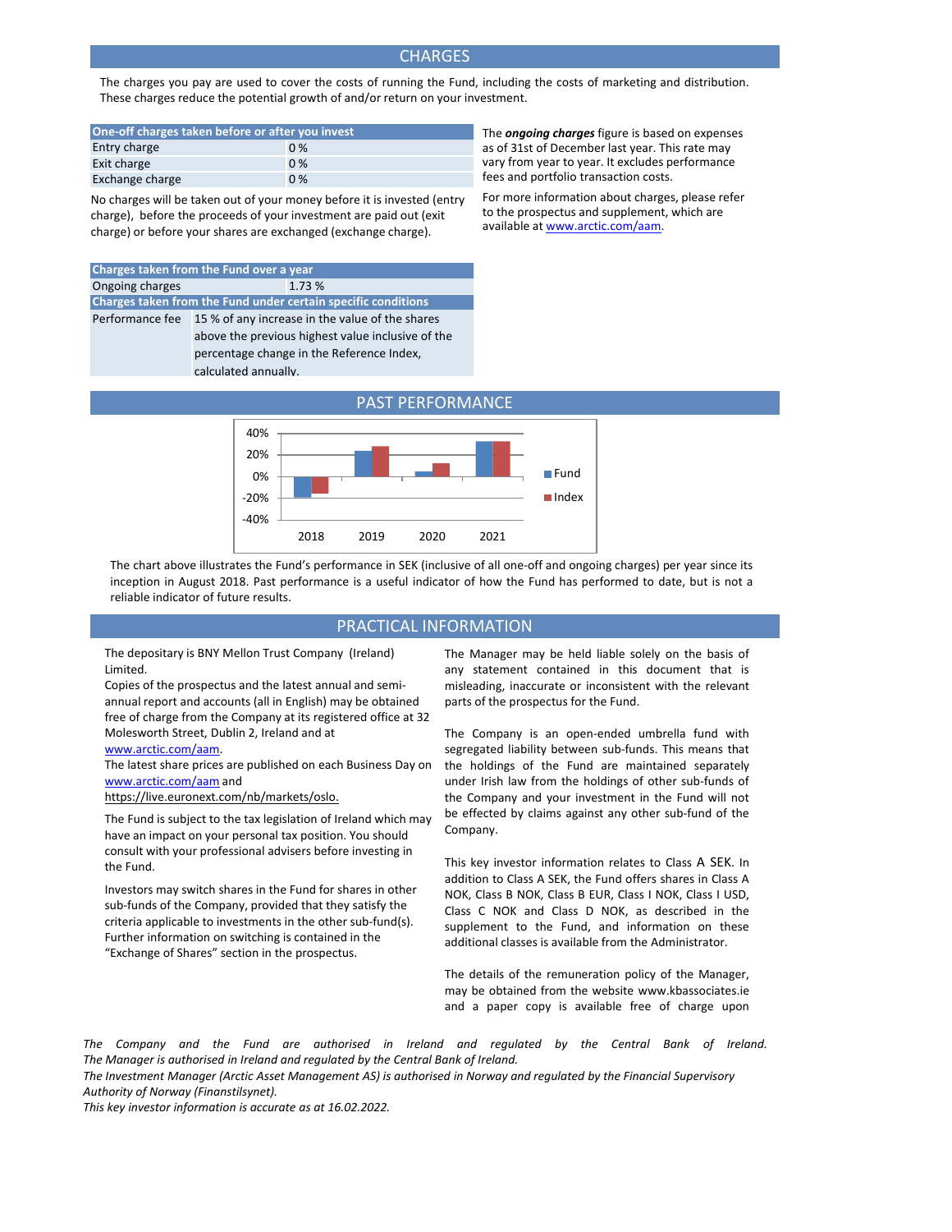## CHARGES

The charges you pay are used to cover the costs of running the Fund, including the costs of marketing and distribution. These charges reduce the potential growth of and/or return on your investment.

| One-off charges taken before or after you invest | |
|---|---|
| Entry charge | 0 % |
| Exit charge | 0 % |
| Exchange charge | 0 % |

No charges will be taken out of your money before it is invested (entry charge), before the proceeds of your investment are paid out (exit charge) or before your shares are exchanged (exchange charge).

| Charges taken from the Fund over a year | |
|---|---|
| Ongoing charges | 1.73 % |
| **Charges taken from the Fund under certain specific conditions** | |
| Performance fee | 15 % of any increase in the value of the shares above the previous highest value inclusive of the percentage change in the Reference Index, calculated annually. |

The ***ongoing charges*** figure is based on expenses as of 31st of December last year. This rate may vary from year to year. It excludes performance fees and portfolio transaction costs.

For more information about charges, please refer to the prospectus and supplement, which are available at www.arctic.com/aam.

## PAST PERFORMANCE

40%
20%
0%
-20%
-40%
2018
2019
2020
2021
Fund
Index

The chart above illustrates the Fund's performance in SEK (inclusive of all one-off and ongoing charges) per year since its inception in August 2018. Past performance is a useful indicator of how the Fund has performed to date, but is not a reliable indicator of future results.

## PRACTICAL INFORMATION

The depositary is BNY Mellon Trust Company (Ireland) Limited.
Copies of the prospectus and the latest annual and semi-annual report and accounts (all in English) may be obtained free of charge from the Company at its registered office at 32 Molesworth Street, Dublin 2, Ireland and at www.arctic.com/aam.
The latest share prices are published on each Business Day on www.arctic.com/aam and https://live.euronext.com/nb/markets/oslo.

The Fund is subject to the tax legislation of Ireland which may have an impact on your personal tax position. You should consult with your professional advisers before investing in the Fund.

Investors may switch shares in the Fund for shares in other sub-funds of the Company, provided that they satisfy the criteria applicable to investments in the other sub-fund(s). Further information on switching is contained in the "Exchange of Shares" section in the prospectus.

The Manager may be held liable solely on the basis of any statement contained in this document that is misleading, inaccurate or inconsistent with the relevant parts of the prospectus for the Fund.

The Company is an open-ended umbrella fund with segregated liability between sub-funds. This means that the holdings of the Fund are maintained separately under Irish law from the holdings of other sub-funds of the Company and your investment in the Fund will not be effected by claims against any other sub-fund of the Company.

This key investor information relates to Class A SEK. In addition to Class A SEK, the Fund offers shares in Class A NOK, Class B NOK, Class B EUR, Class I NOK, Class I USD, Class C NOK and Class D NOK, as described in the supplement to the Fund, and information on these additional classes is available from the Administrator.

The details of the remuneration policy of the Manager, may be obtained from the website www.kbassociates.ie and a paper copy is available free of charge upon

*The Company and the Fund are authorised in Ireland and regulated by the Central Bank of Ireland.*
*The Manager is authorised in Ireland and regulated by the Central Bank of Ireland.*
*The Investment Manager (Arctic Asset Management AS) is authorised in Norway and regulated by the Financial Supervisory Authority of Norway (Finanstilsynet).*
*This key investor information is accurate as at 16.02.2022.*